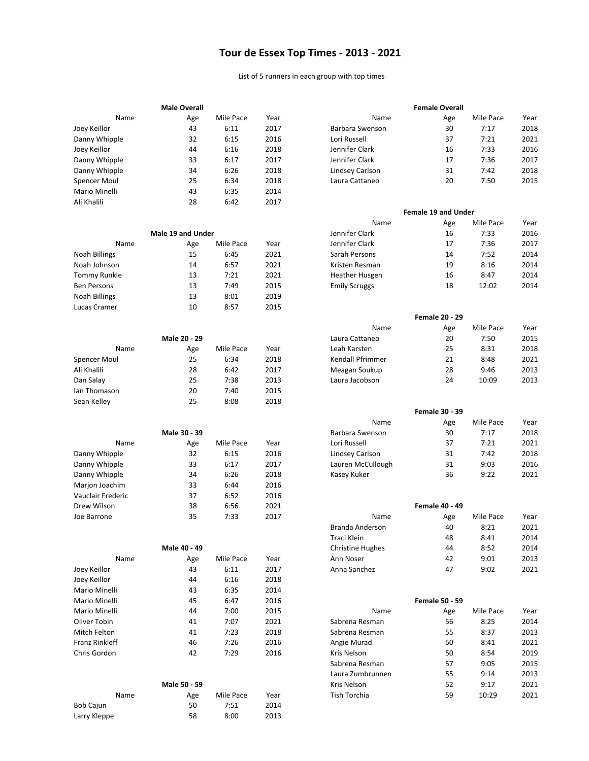# Tour de Essex Top Times - 2013 - 2021

List of 5 runners in each group with top times

### Male Overall

| Name | Age | Mile Pace | Year |
|---|---|---|---|
| Joey Keillor | 43 | 6:11 | 2017 |
| Danny Whipple | 32 | 6:15 | 2016 |
| Joey Keillor | 44 | 6:16 | 2018 |
| Danny Whipple | 33 | 6:17 | 2017 |
| Danny Whipple | 34 | 6:26 | 2018 |
| Spencer Moul | 25 | 6:34 | 2018 |
| Mario Minelli | 43 | 6:35 | 2014 |
| Ali Khalili | 28 | 6:42 | 2017 |

### Male 19 and Under

| Name | Age | Mile Pace | Year |
|---|---|---|---|
| Noah Billings | 15 | 6:45 | 2021 |
| Noah Johnson | 14 | 6:57 | 2021 |
| Tommy Runkle | 13 | 7:21 | 2021 |
| Ben Persons | 13 | 7:49 | 2015 |
| Noah Billings | 13 | 8:01 | 2019 |
| Lucas Cramer | 10 | 8:57 | 2015 |

### Male 20 - 29

| Name | Age | Mile Pace | Year |
|---|---|---|---|
| Spencer Moul | 25 | 6:34 | 2018 |
| Ali Khalili | 28 | 6:42 | 2017 |
| Dan Salay | 25 | 7:38 | 2013 |
| Ian Thomason | 20 | 7:40 | 2015 |
| Sean Kelley | 25 | 8:08 | 2018 |

### Male 30 - 39

| Name | Age | Mile Pace | Year |
|---|---|---|---|
| Danny Whipple | 32 | 6:15 | 2016 |
| Danny Whipple | 33 | 6:17 | 2017 |
| Danny Whipple | 34 | 6:26 | 2018 |
| Marjon Joachim | 33 | 6:44 | 2016 |
| Vauclair Frederic | 37 | 6:52 | 2016 |
| Drew Wilson | 38 | 6:56 | 2021 |
| Joe Barrone | 35 | 7:33 | 2017 |

### Male 40 - 49

| Name | Age | Mile Pace | Year |
|---|---|---|---|
| Joey Keillor | 43 | 6:11 | 2017 |
| Joey Keillor | 44 | 6:16 | 2018 |
| Mario Minelli | 43 | 6:35 | 2014 |
| Mario Minelli | 45 | 6:47 | 2016 |
| Mario Minelli | 44 | 7:00 | 2015 |
| Oliver Tobin | 41 | 7:07 | 2021 |
| Mitch Felton | 41 | 7:23 | 2018 |
| Franz Rinkleff | 46 | 7:26 | 2016 |
| Chris Gordon | 42 | 7:29 | 2016 |

### Male 50 - 59

| Name | Age | Mile Pace | Year |
|---|---|---|---|
| Bob Cajun | 50 | 7:51 | 2014 |
| Larry Kleppe | 58 | 8:00 | 2013 |

### Female Overall

| Name | Age | Mile Pace | Year |
|---|---|---|---|
| Barbara Swenson | 30 | 7:17 | 2018 |
| Lori Russell | 37 | 7:21 | 2021 |
| Jennifer Clark | 16 | 7:33 | 2016 |
| Jennifer Clark | 17 | 7:36 | 2017 |
| Lindsey Carlson | 31 | 7:42 | 2018 |
| Laura Cattaneo | 20 | 7:50 | 2015 |

### Female 19 and Under

| Name | Age | Mile Pace | Year |
|---|---|---|---|
| Jennifer Clark | 16 | 7:33 | 2016 |
| Jennifer Clark | 17 | 7:36 | 2017 |
| Sarah Persons | 14 | 7:52 | 2014 |
| Kristen Resman | 19 | 8:16 | 2014 |
| Heather Husgen | 16 | 8:47 | 2014 |
| Emily Scruggs | 18 | 12:02 | 2014 |

### Female 20 - 29

| Name | Age | Mile Pace | Year |
|---|---|---|---|
| Laura Cattaneo | 20 | 7:50 | 2015 |
| Leah Karsten | 25 | 8:31 | 2018 |
| Kendall Pfrimmer | 21 | 8:48 | 2021 |
| Meagan Soukup | 28 | 9:46 | 2013 |
| Laura Jacobson | 24 | 10:09 | 2013 |

### Female 30 - 39

| Name | Age | Mile Pace | Year |
|---|---|---|---|
| Barbara Swenson | 30 | 7:17 | 2018 |
| Lori Russell | 37 | 7:21 | 2021 |
| Lindsey Carlson | 31 | 7:42 | 2018 |
| Lauren McCullough | 31 | 9:03 | 2016 |
| Kasey Kuker | 36 | 9:22 | 2021 |

### Female 40 - 49

| Name | Age | Mile Pace | Year |
|---|---|---|---|
| Branda Anderson | 40 | 8:21 | 2021 |
| Traci Klein | 48 | 8:41 | 2014 |
| Christine Hughes | 44 | 8:52 | 2014 |
| Ann Noser | 42 | 9:01 | 2013 |
| Anna Sanchez | 47 | 9:02 | 2021 |

### Female 50 - 59

| Name | Age | Mile Pace | Year |
|---|---|---|---|
| Sabrena Resman | 56 | 8:25 | 2014 |
| Sabrena Resman | 55 | 8:37 | 2013 |
| Angie Murad | 50 | 8:41 | 2021 |
| Kris Nelson | 50 | 8:54 | 2019 |
| Sabrena Resman | 57 | 9:05 | 2015 |
| Laura Zumbrunnen | 55 | 9:14 | 2013 |
| Kris Nelson | 52 | 9:17 | 2021 |
| Tish Torchia | 59 | 10:29 | 2021 |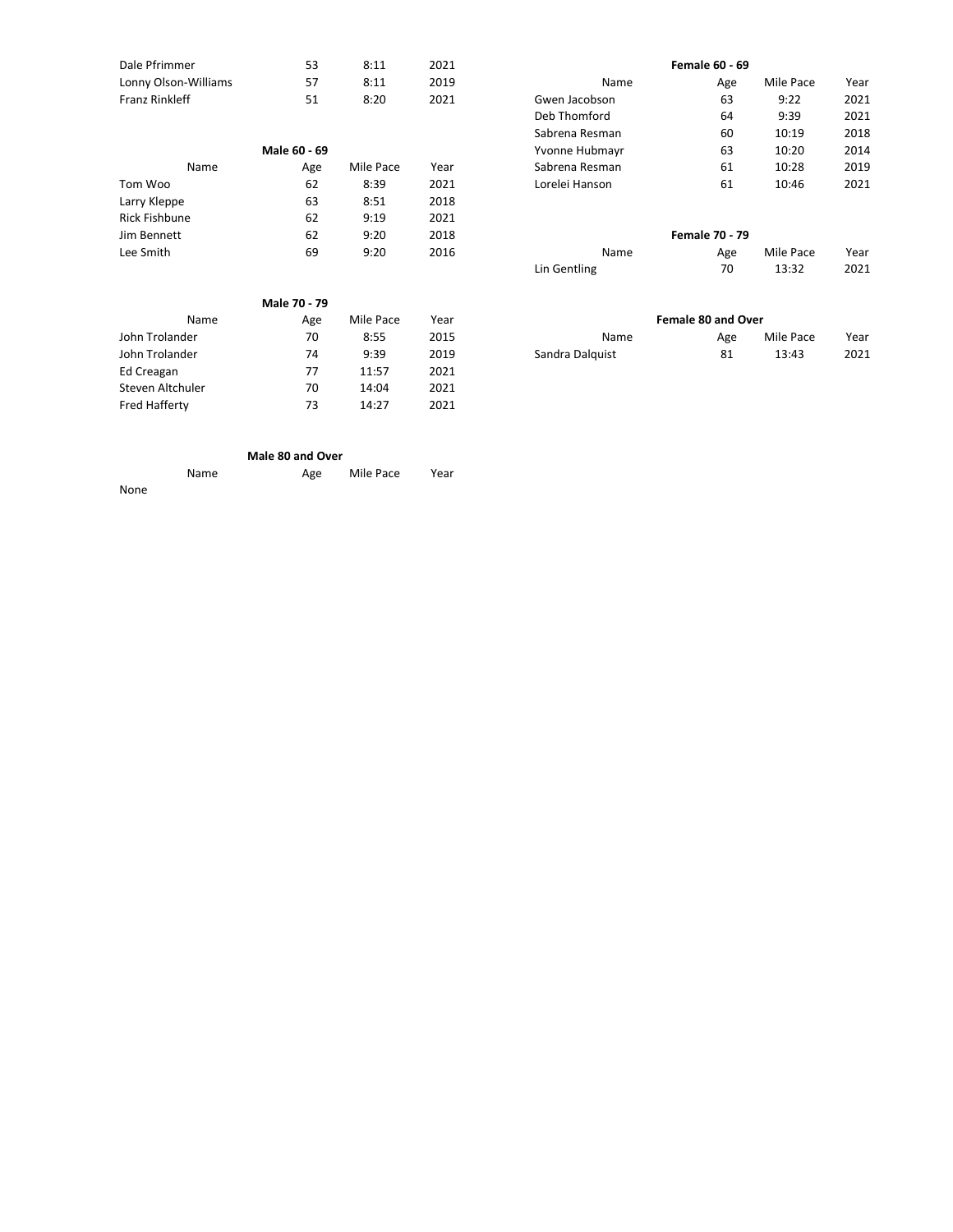| | | | |
|---|---|---|---|
| Dale Pfrimmer | 53 | 8:11 | 2021 |
| Lonny Olson-Williams | 57 | 8:11 | 2019 |
| Franz Rinkleff | 51 | 8:20 | 2021 |

**Male 60 - 69**

| Name | Age | Mile Pace | Year |
|---|---|---|---|
| Tom Woo | 62 | 8:39 | 2021 |
| Larry Kleppe | 63 | 8:51 | 2018 |
| Rick Fishbune | 62 | 9:19 | 2021 |
| Jim Bennett | 62 | 9:20 | 2018 |
| Lee Smith | 69 | 9:20 | 2016 |

**Male 70 - 79**

| Name | Age | Mile Pace | Year |
|---|---|---|---|
| John Trolander | 70 | 8:55 | 2015 |
| John Trolander | 74 | 9:39 | 2019 |
| Ed Creagan | 77 | 11:57 | 2021 |
| Steven Altchuler | 70 | 14:04 | 2021 |
| Fred Hafferty | 73 | 14:27 | 2021 |

**Male 80 and Over**

| Name | Age | Mile Pace | Year |
|---|---|---|---|
| None | | | |

**Female 60 - 69**

| Name | Age | Mile Pace | Year |
|---|---|---|---|
| Gwen Jacobson | 63 | 9:22 | 2021 |
| Deb Thomford | 64 | 9:39 | 2021 |
| Sabrena Resman | 60 | 10:19 | 2018 |
| Yvonne Hubmayr | 63 | 10:20 | 2014 |
| Sabrena Resman | 61 | 10:28 | 2019 |
| Lorelei Hanson | 61 | 10:46 | 2021 |

**Female 70 - 79**

| Name | Age | Mile Pace | Year |
|---|---|---|---|
| Lin Gentling | 70 | 13:32 | 2021 |

**Female 80 and Over**

| Name | Age | Mile Pace | Year |
|---|---|---|---|
| Sandra Dalquist | 81 | 13:43 | 2021 |